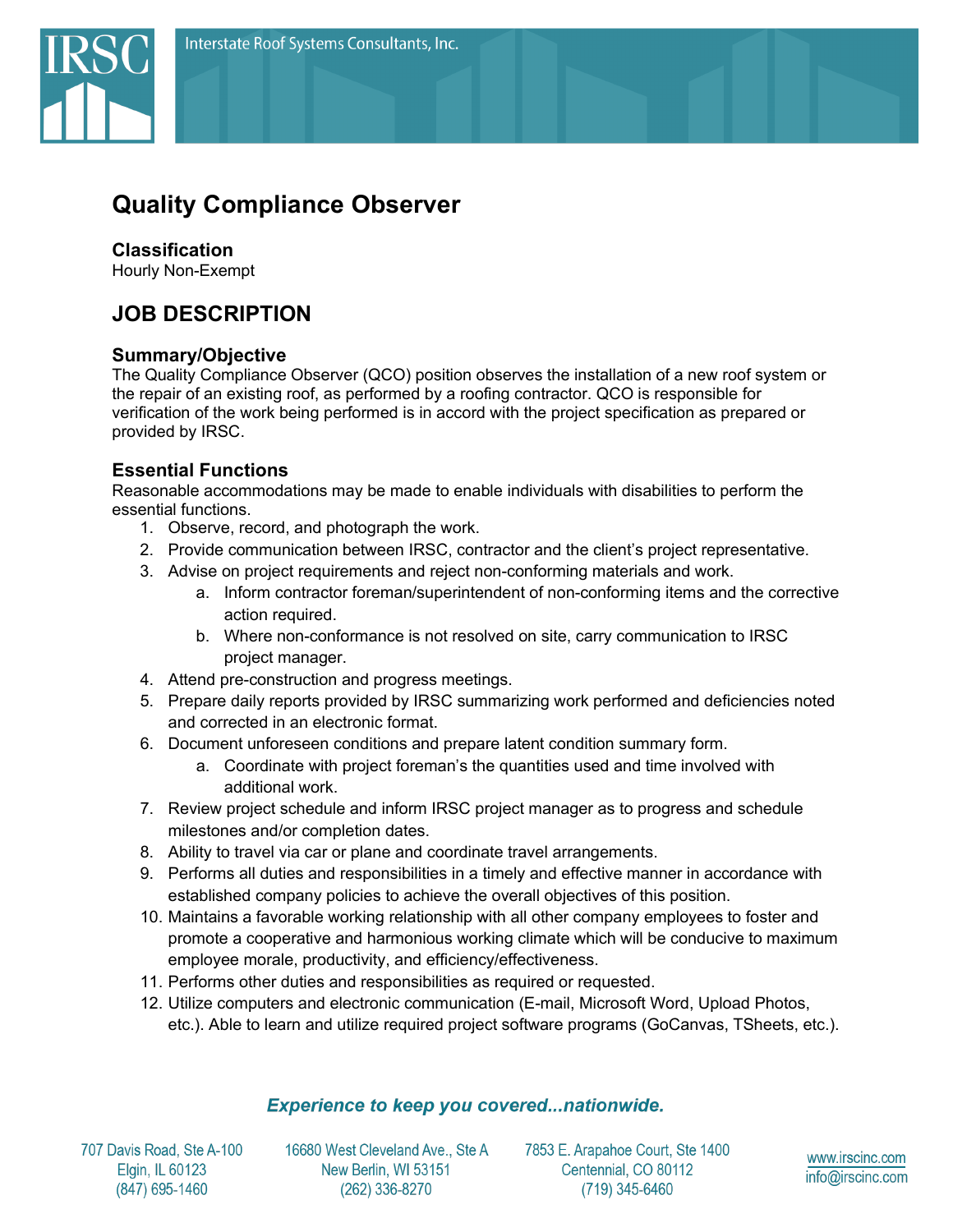# Quality Compliance Observer

### Classification

Hourly Non-Exempt

## JOB DESCRIPTION

### Summary/Objective

The Quality Compliance Observer (QCO) position observes the installation of a new roof system or the repair of an existing roof, as performed by a roofing contractor. QCO is responsible for verification of the work being performed is in accord with the project specification as prepared or provided by IRSC.

### Essential Functions

Reasonable accommodations may be made to enable individuals with disabilities to perform the essential functions.

1. Observe, record, and photograph the work.
2. Provide communication between IRSC, contractor and the client's project representative.
3. Advise on project requirements and reject non-conforming materials and work.
    a. Inform contractor foreman/superintendent of non-conforming items and the corrective action required.
    b. Where non-conformance is not resolved on site, carry communication to IRSC project manager.
4. Attend pre-construction and progress meetings.
5. Prepare daily reports provided by IRSC summarizing work performed and deficiencies noted and corrected in an electronic format.
6. Document unforeseen conditions and prepare latent condition summary form.
    a. Coordinate with project foreman's the quantities used and time involved with additional work.
7. Review project schedule and inform IRSC project manager as to progress and schedule milestones and/or completion dates.
8. Ability to travel via car or plane and coordinate travel arrangements.
9. Performs all duties and responsibilities in a timely and effective manner in accordance with established company policies to achieve the overall objectives of this position.
10. Maintains a favorable working relationship with all other company employees to foster and promote a cooperative and harmonious working climate which will be conducive to maximum employee morale, productivity, and efficiency/effectiveness.
11. Performs other duties and responsibilities as required or requested.
12. Utilize computers and electronic communication (E-mail, Microsoft Word, Upload Photos, etc.). Able to learn and utilize required project software programs (GoCanvas, TSheets, etc.).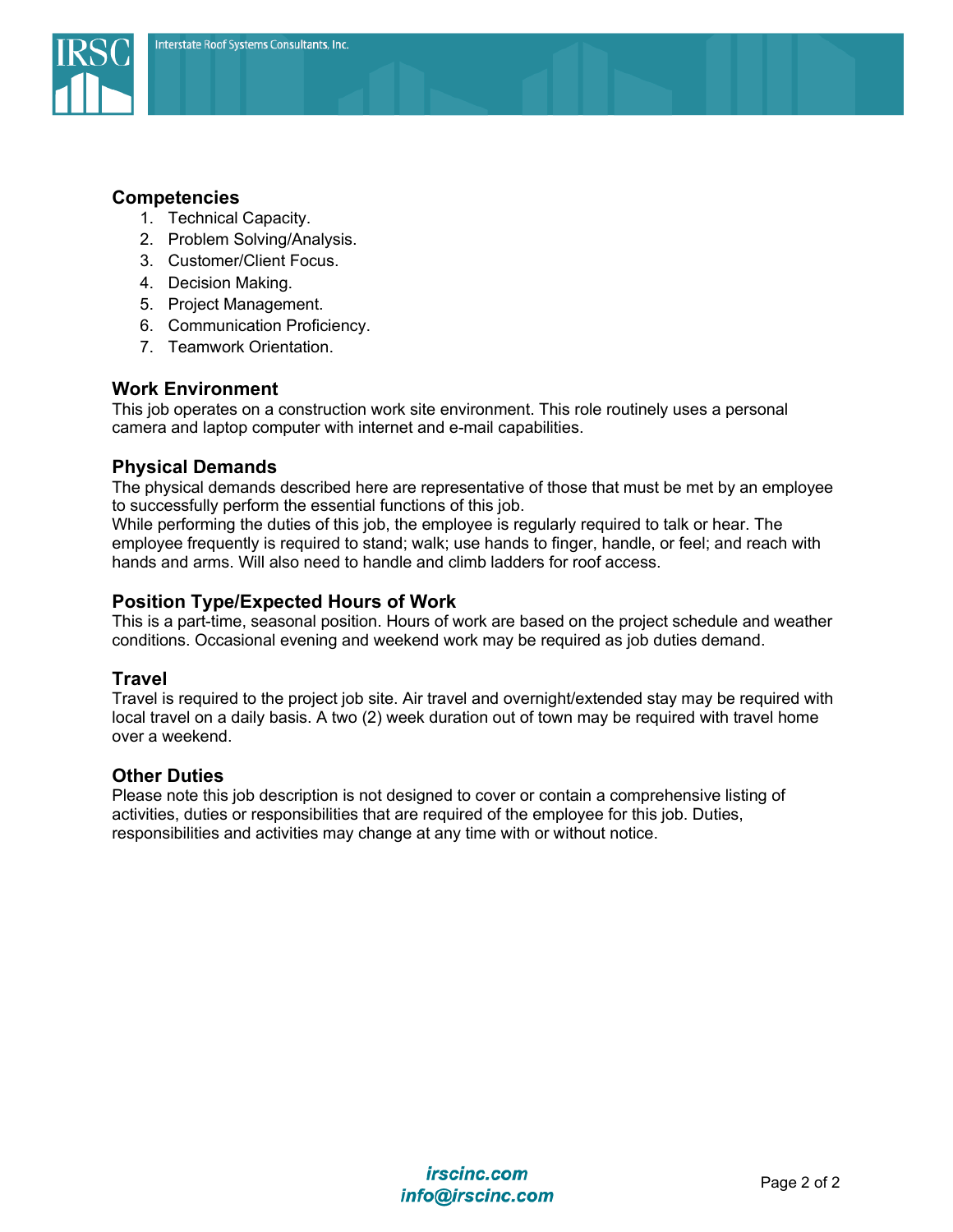## Competencies

1. Technical Capacity.
2. Problem Solving/Analysis.
3. Customer/Client Focus.
4. Decision Making.
5. Project Management.
6. Communication Proficiency.
7. Teamwork Orientation.

## Work Environment

This job operates on a construction work site environment. This role routinely uses a personal camera and laptop computer with internet and e-mail capabilities.

## Physical Demands

The physical demands described here are representative of those that must be met by an employee to successfully perform the essential functions of this job.
While performing the duties of this job, the employee is regularly required to talk or hear. The employee frequently is required to stand; walk; use hands to finger, handle, or feel; and reach with hands and arms. Will also need to handle and climb ladders for roof access.

## Position Type/Expected Hours of Work

This is a part-time, seasonal position. Hours of work are based on the project schedule and weather conditions. Occasional evening and weekend work may be required as job duties demand.

## Travel

Travel is required to the project job site. Air travel and overnight/extended stay may be required with local travel on a daily basis. A two (2) week duration out of town may be required with travel home over a weekend.

## Other Duties

Please note this job description is not designed to cover or contain a comprehensive listing of activities, duties or responsibilities that are required of the employee for this job. Duties, responsibilities and activities may change at any time with or without notice.

***irscinc.com***
***info@irscinc.com***